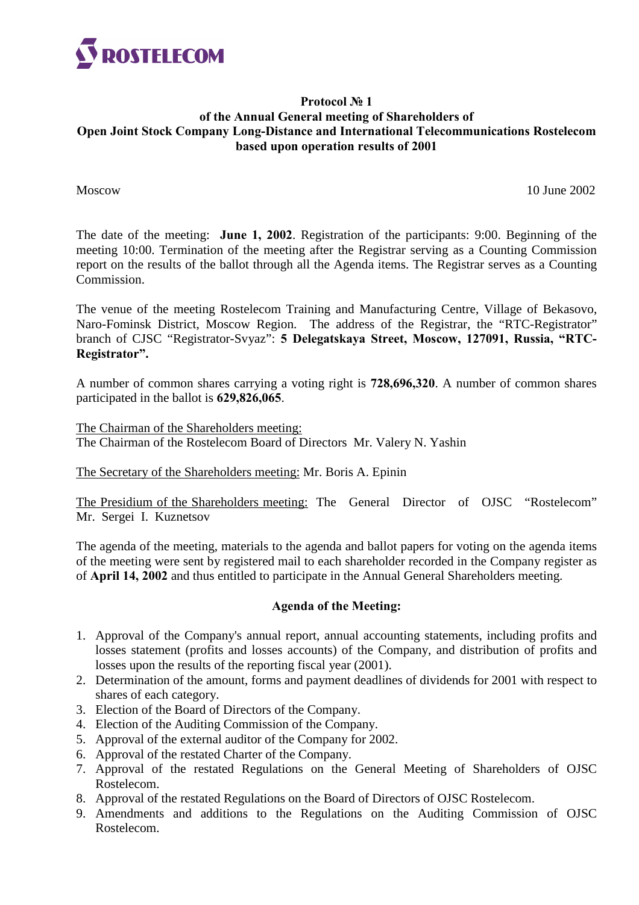ROSTELECOM

**Protocol № 1**
**of the Annual General meeting of Shareholders of**
**Open Joint Stock Company Long-Distance and International Telecommunications Rostelecom**
**based upon operation results of 2001**

Moscow 10 June 2002

The date of the meeting: **June 1, 2002**. Registration of the participants: 9:00. Beginning of the meeting 10:00. Termination of the meeting after the Registrar serving as a Counting Commission report on the results of the ballot through all the Agenda items. The Registrar serves as a Counting Commission.

The venue of the meeting Rostelecom Training and Manufacturing Centre, Village of Bekasovo, Naro-Fominsk District, Moscow Region. The address of the Registrar, the "RTC-Registrator" branch of CJSC "Registrator-Svyaz": **5 Delegatskaya Street, Moscow, 127091, Russia, "RTC-Registrator".**

A number of common shares carrying a voting right is **728,696,320**. A number of common shares participated in the ballot is **629,826,065**.

The Chairman of the Shareholders meeting:
The Chairman of the Rostelecom Board of Directors Mr. Valery N. Yashin

The Secretary of the Shareholders meeting: Mr. Boris A. Epinin

The Presidium of the Shareholders meeting: The General Director of OJSC "Rostelecom" Mr. Sergei I. Kuznetsov

The agenda of the meeting, materials to the agenda and ballot papers for voting on the agenda items of the meeting were sent by registered mail to each shareholder recorded in the Company register as of **April 14, 2002** and thus entitled to participate in the Annual General Shareholders meeting.

**Agenda of the Meeting:**

1. Approval of the Company's annual report, annual accounting statements, including profits and losses statement (profits and losses accounts) of the Company, and distribution of profits and losses upon the results of the reporting fiscal year (2001).
2. Determination of the amount, forms and payment deadlines of dividends for 2001 with respect to shares of each category.
3. Election of the Board of Directors of the Company.
4. Election of the Auditing Commission of the Company.
5. Approval of the external auditor of the Company for 2002.
6. Approval of the restated Charter of the Company.
7. Approval of the restated Regulations on the General Meeting of Shareholders of OJSC Rostelecom.
8. Approval of the restated Regulations on the Board of Directors of OJSC Rostelecom.
9. Amendments and additions to the Regulations on the Auditing Commission of OJSC Rostelecom.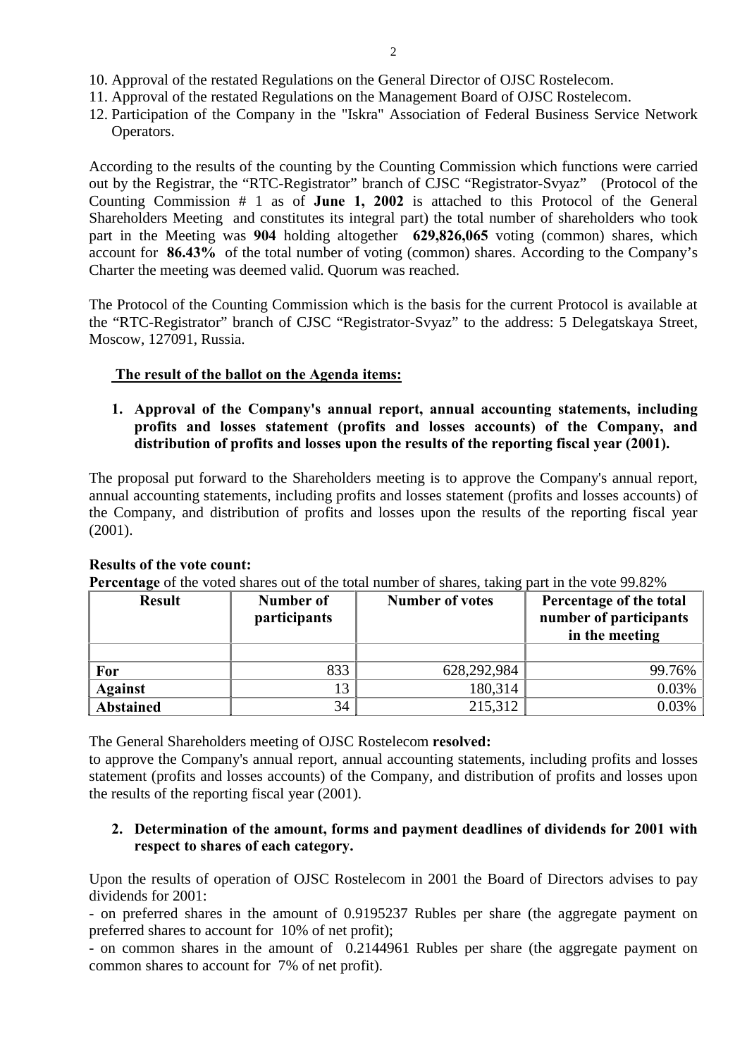10. Approval of the restated Regulations on the General Director of OJSC Rostelecom.
11. Approval of the restated Regulations on the Management Board of OJSC Rostelecom.
12. Participation of the Company in the "Iskra" Association of Federal Business Service Network Operators.

According to the results of the counting by the Counting Commission which functions were carried out by the Registrar, the "RTC-Registrator" branch of CJSC "Registrator-Svyaz" (Protocol of the Counting Commission # 1 as of **June 1, 2002** is attached to this Protocol of the General Shareholders Meeting and constitutes its integral part) the total number of shareholders who took part in the Meeting was **904** holding altogether **629,826,065** voting (common) shares, which account for **86.43%** of the total number of voting (common) shares. According to the Company's Charter the meeting was deemed valid. Quorum was reached.

The Protocol of the Counting Commission which is the basis for the current Protocol is available at the "RTC-Registrator" branch of CJSC "Registrator-Svyaz" to the address: 5 Delegatskaya Street, Moscow, 127091, Russia.

**The result of the ballot on the Agenda items:**

**1. Approval of the Company's annual report, annual accounting statements, including profits and losses statement (profits and losses accounts) of the Company, and distribution of profits and losses upon the results of the reporting fiscal year (2001).**

The proposal put forward to the Shareholders meeting is to approve the Company's annual report, annual accounting statements, including profits and losses statement (profits and losses accounts) of the Company, and distribution of profits and losses upon the results of the reporting fiscal year (2001).

**Results of the vote count:**

**Percentage** of the voted shares out of the total number of shares, taking part in the vote 99.82%

| Result | Number of participants | Number of votes | Percentage of the total number of participants in the meeting |
|---|---|---|---|
| | | | |
| **For** | 833 | 628,292,984 | 99.76% |
| **Against** | 13 | 180,314 | 0.03% |
| **Abstained** | 34 | 215,312 | 0.03% |

The General Shareholders meeting of OJSC Rostelecom **resolved:**
to approve the Company's annual report, annual accounting statements, including profits and losses statement (profits and losses accounts) of the Company, and distribution of profits and losses upon the results of the reporting fiscal year (2001).

**2. Determination of the amount, forms and payment deadlines of dividends for 2001 with respect to shares of each category.**

Upon the results of operation of OJSC Rostelecom in 2001 the Board of Directors advises to pay dividends for 2001:
- on preferred shares in the amount of 0.9195237 Rubles per share (the aggregate payment on preferred shares to account for 10% of net profit);
- on common shares in the amount of 0.2144961 Rubles per share (the aggregate payment on common shares to account for 7% of net profit).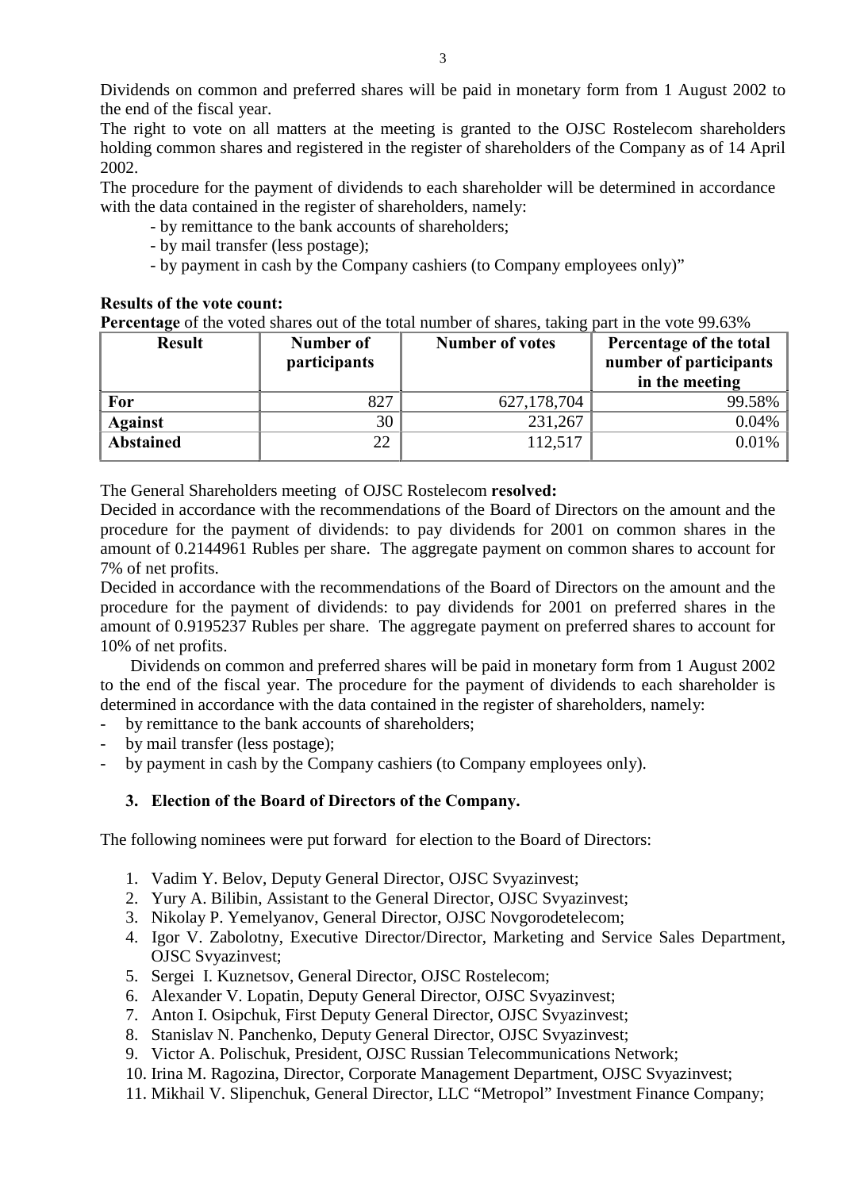Dividends on common and preferred shares will be paid in monetary form from 1 August 2002 to the end of the fiscal year.

The right to vote on all matters at the meeting is granted to the OJSC Rostelecom shareholders holding common shares and registered in the register of shareholders of the Company as of 14 April 2002.

The procedure for the payment of dividends to each shareholder will be determined in accordance with the data contained in the register of shareholders, namely:

- by remittance to the bank accounts of shareholders;
- by mail transfer (less postage);
- by payment in cash by the Company cashiers (to Company employees only)"

**Results of the vote count:**

**Percentage** of the voted shares out of the total number of shares, taking part in the vote 99.63%

| Result | Number of participants | Number of votes | Percentage of the total number of participants in the meeting |
|---|---|---|---|
| **For** | 827 | 627,178,704 | 99.58% |
| **Against** | 30 | 231,267 | 0.04% |
| **Abstained** | 22 | 112,517 | 0.01% |

The General Shareholders meeting of OJSC Rostelecom **resolved:**

Decided in accordance with the recommendations of the Board of Directors on the amount and the procedure for the payment of dividends: to pay dividends for 2001 on common shares in the amount of 0.2144961 Rubles per share. The aggregate payment on common shares to account for 7% of net profits.

Decided in accordance with the recommendations of the Board of Directors on the amount and the procedure for the payment of dividends: to pay dividends for 2001 on preferred shares in the amount of 0.9195237 Rubles per share. The aggregate payment on preferred shares to account for 10% of net profits.

Dividends on common and preferred shares will be paid in monetary form from 1 August 2002 to the end of the fiscal year. The procedure for the payment of dividends to each shareholder is determined in accordance with the data contained in the register of shareholders, namely:

- by remittance to the bank accounts of shareholders;
- by mail transfer (less postage);
- by payment in cash by the Company cashiers (to Company employees only).

### 3. Election of the Board of Directors of the Company.

The following nominees were put forward for election to the Board of Directors:

1. Vadim Y. Belov, Deputy General Director, OJSC Svyazinvest;
2. Yury A. Bilibin, Assistant to the General Director, OJSC Svyazinvest;
3. Nikolay P. Yemelyanov, General Director, OJSC Novgorodetelecom;
4. Igor V. Zabolotny, Executive Director/Director, Marketing and Service Sales Department, OJSC Svyazinvest;
5. Sergei I. Kuznetsov, General Director, OJSC Rostelecom;
6. Alexander V. Lopatin, Deputy General Director, OJSC Svyazinvest;
7. Anton I. Osipchuk, First Deputy General Director, OJSC Svyazinvest;
8. Stanislav N. Panchenko, Deputy General Director, OJSC Svyazinvest;
9. Victor A. Polischuk, President, OJSC Russian Telecommunications Network;
10. Irina M. Ragozina, Director, Corporate Management Department, OJSC Svyazinvest;
11. Mikhail V. Slipenchuk, General Director, LLC "Metropol" Investment Finance Company;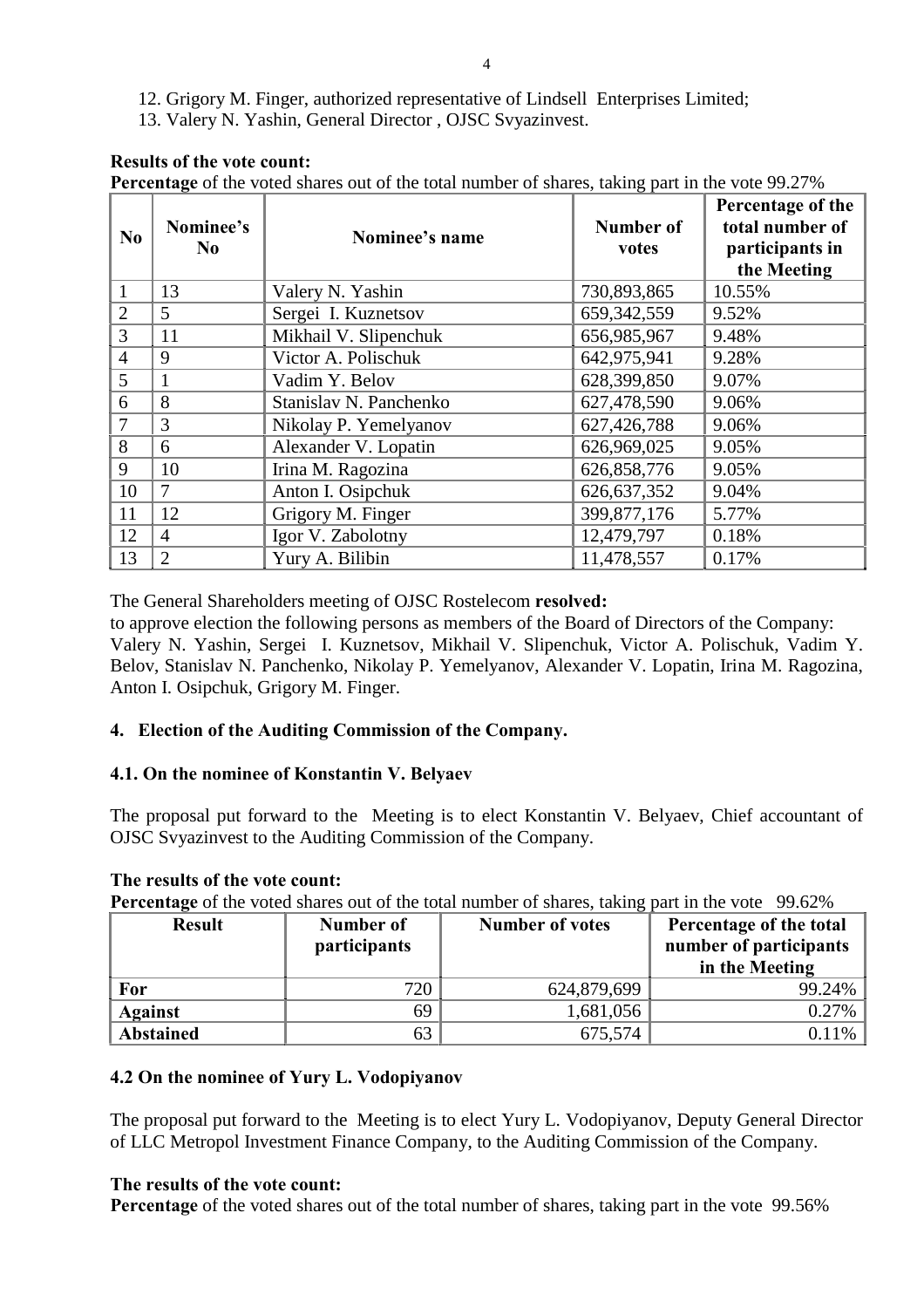12. Grigory M. Finger, authorized representative of Lindsell Enterprises Limited;
13. Valery N. Yashin, General Director , OJSC Svyazinvest.

**Results of the vote count:**

**Percentage** of the voted shares out of the total number of shares, taking part in the vote 99.27%

| No | Nominee's No | Nominee's name | Number of votes | Percentage of the total number of participants in the Meeting |
|---|---|---|---|---|
| 1 | 13 | Valery N. Yashin | 730,893,865 | 10.55% |
| 2 | 5 | Sergei I. Kuznetsov | 659,342,559 | 9.52% |
| 3 | 11 | Mikhail V. Slipenchuk | 656,985,967 | 9.48% |
| 4 | 9 | Victor A. Polischuk | 642,975,941 | 9.28% |
| 5 | 1 | Vadim Y. Belov | 628,399,850 | 9.07% |
| 6 | 8 | Stanislav N. Panchenko | 627,478,590 | 9.06% |
| 7 | 3 | Nikolay P. Yemelyanov | 627,426,788 | 9.06% |
| 8 | 6 | Alexander V. Lopatin | 626,969,025 | 9.05% |
| 9 | 10 | Irina M. Ragozina | 626,858,776 | 9.05% |
| 10 | 7 | Anton I. Osipchuk | 626,637,352 | 9.04% |
| 11 | 12 | Grigory M. Finger | 399,877,176 | 5.77% |
| 12 | 4 | Igor V. Zabolotny | 12,479,797 | 0.18% |
| 13 | 2 | Yury A. Bilibin | 11,478,557 | 0.17% |

The General Shareholders meeting of OJSC Rostelecom **resolved:**

to approve election the following persons as members of the Board of Directors of the Company: Valery N. Yashin, Sergei I. Kuznetsov, Mikhail V. Slipenchuk, Victor A. Polischuk, Vadim Y. Belov, Stanislav N. Panchenko, Nikolay P. Yemelyanov, Alexander V. Lopatin, Irina M. Ragozina, Anton I. Osipchuk, Grigory M. Finger.

## 4. Election of the Auditing Commission of the Company.

### 4.1. On the nominee of Konstantin V. Belyaev

The proposal put forward to the Meeting is to elect Konstantin V. Belyaev, Chief accountant of OJSC Svyazinvest to the Auditing Commission of the Company.

**The results of the vote count:**

**Percentage** of the voted shares out of the total number of shares, taking part in the vote 99.62%

| Result | Number of participants | Number of votes | Percentage of the total number of participants in the Meeting |
|---|---|---|---|
| **For** | 720 | 624,879,699 | 99.24% |
| **Against** | 69 | 1,681,056 | 0.27% |
| **Abstained** | 63 | 675,574 | 0.11% |

### 4.2 On the nominee of Yury L. Vodopiyanov

The proposal put forward to the Meeting is to elect Yury L. Vodopiyanov, Deputy General Director of LLC Metropol Investment Finance Company, to the Auditing Commission of the Company.

**The results of the vote count:**

**Percentage** of the voted shares out of the total number of shares, taking part in the vote 99.56%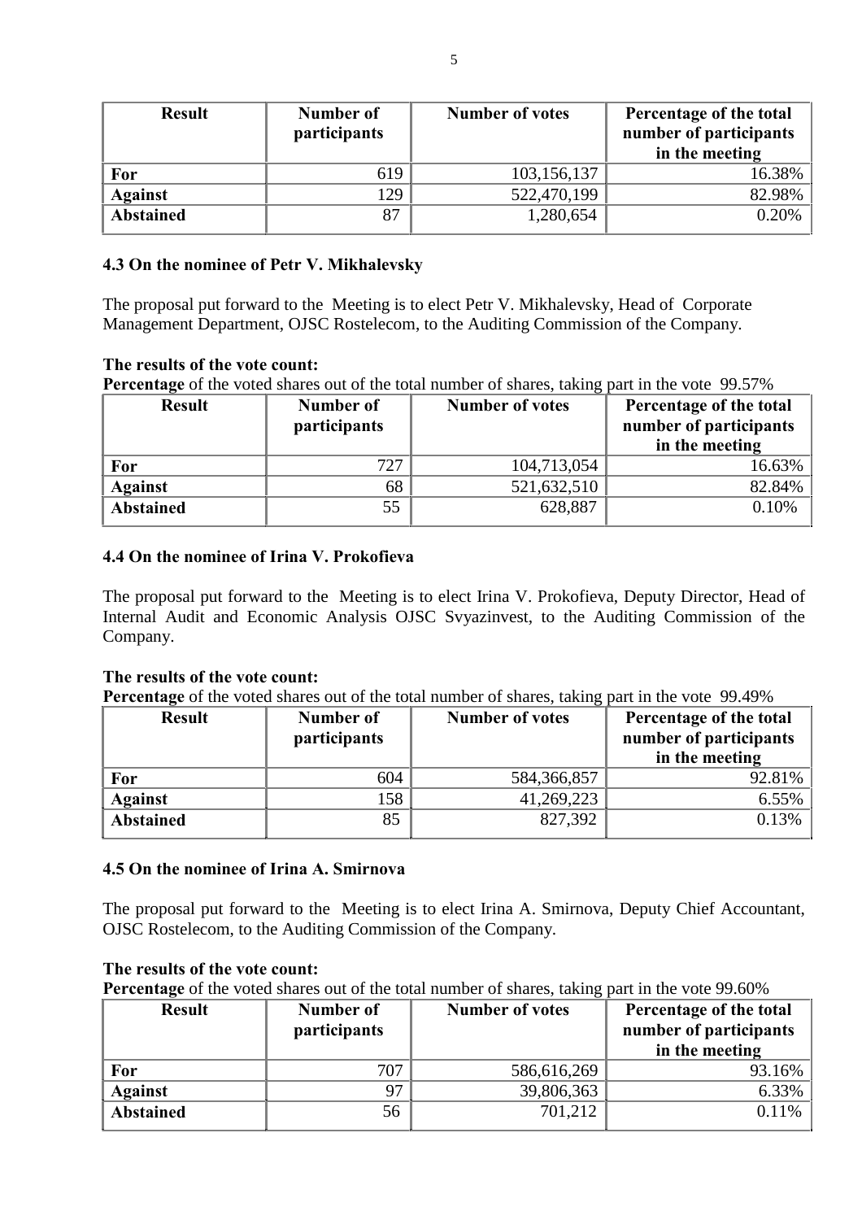| Result | Number of participants | Number of votes | Percentage of the total number of participants in the meeting |
|---|---|---|---|
| **For** | 619 | 103,156,137 | 16.38% |
| **Against** | 129 | 522,470,199 | 82.98% |
| **Abstained** | 87 | 1,280,654 | 0.20% |

### 4.3 On the nominee of Petr V. Mikhalevsky

The proposal put forward to the Meeting is to elect Petr V. Mikhalevsky, Head of Corporate Management Department, OJSC Rostelecom, to the Auditing Commission of the Company.

**The results of the vote count:**

**Percentage** of the voted shares out of the total number of shares, taking part in the vote 99.57%

| Result | Number of participants | Number of votes | Percentage of the total number of participants in the meeting |
|---|---|---|---|
| **For** | 727 | 104,713,054 | 16.63% |
| **Against** | 68 | 521,632,510 | 82.84% |
| **Abstained** | 55 | 628,887 | 0.10% |

### 4.4 On the nominee of Irina V. Prokofieva

The proposal put forward to the Meeting is to elect Irina V. Prokofieva, Deputy Director, Head of Internal Audit and Economic Analysis OJSC Svyazinvest, to the Auditing Commission of the Company.

**The results of the vote count:**

**Percentage** of the voted shares out of the total number of shares, taking part in the vote 99.49%

| Result | Number of participants | Number of votes | Percentage of the total number of participants in the meeting |
|---|---|---|---|
| **For** | 604 | 584,366,857 | 92.81% |
| **Against** | 158 | 41,269,223 | 6.55% |
| **Abstained** | 85 | 827,392 | 0.13% |

### 4.5 On the nominee of Irina A. Smirnova

The proposal put forward to the Meeting is to elect Irina A. Smirnova, Deputy Chief Accountant, OJSC Rostelecom, to the Auditing Commission of the Company.

**The results of the vote count:**

**Percentage** of the voted shares out of the total number of shares, taking part in the vote 99.60%

| Result | Number of participants | Number of votes | Percentage of the total number of participants in the meeting |
|---|---|---|---|
| **For** | 707 | 586,616,269 | 93.16% |
| **Against** | 97 | 39,806,363 | 6.33% |
| **Abstained** | 56 | 701,212 | 0.11% |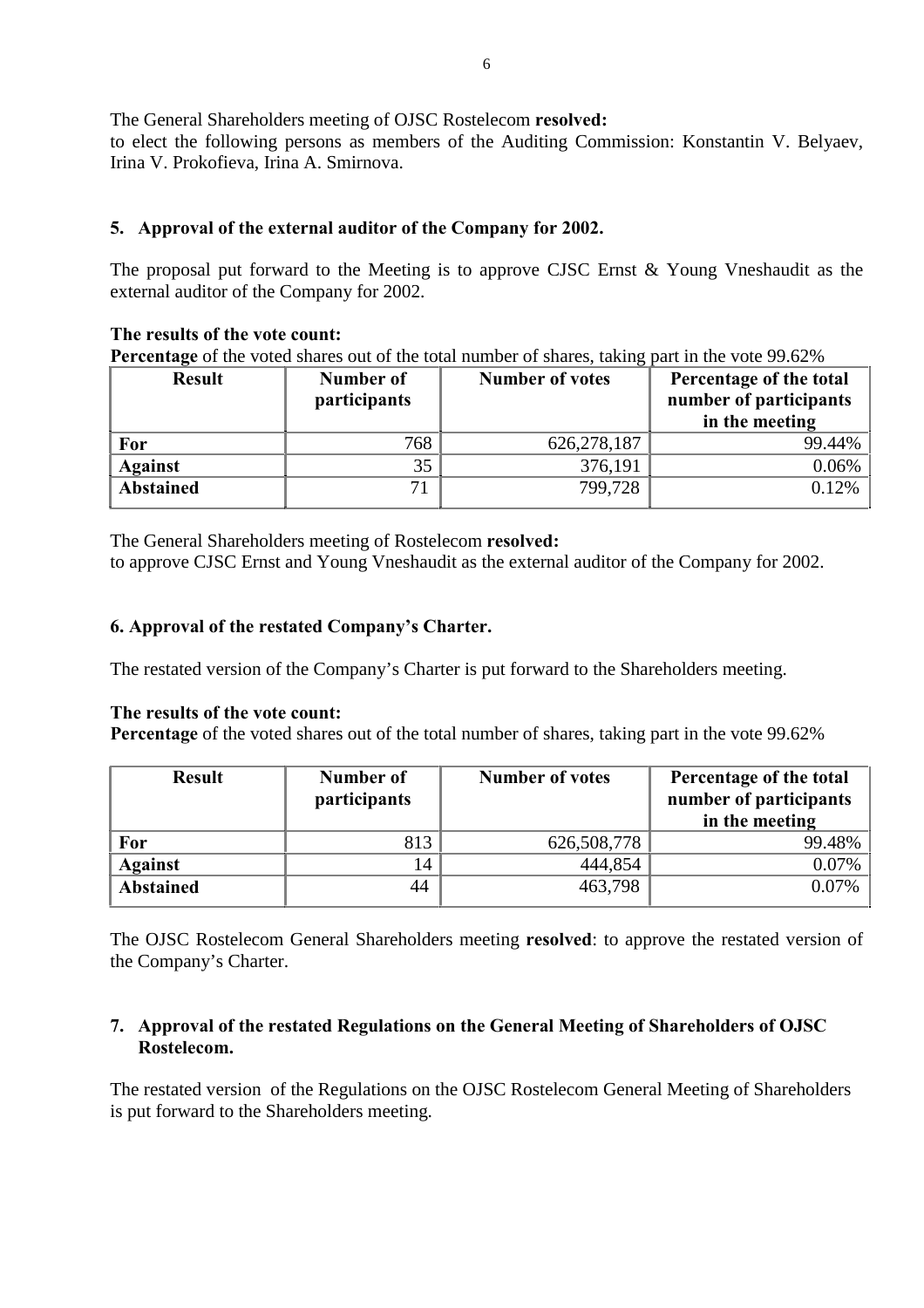The General Shareholders meeting of OJSC Rostelecom **resolved:**
to elect the following persons as members of the Auditing Commission: Konstantin V. Belyaev, Irina V. Prokofieva, Irina A. Smirnova.

## 5. Approval of the external auditor of the Company for 2002.

The proposal put forward to the Meeting is to approve CJSC Ernst & Young Vneshaudit as the external auditor of the Company for 2002.

**The results of the vote count:**
**Percentage** of the voted shares out of the total number of shares, taking part in the vote 99.62%

| Result | Number of participants | Number of votes | Percentage of the total number of participants in the meeting |
|---|---|---|---|
| **For** | 768 | 626,278,187 | 99.44% |
| **Against** | 35 | 376,191 | 0.06% |
| **Abstained** | 71 | 799,728 | 0.12% |

The General Shareholders meeting of Rostelecom **resolved:**
to approve CJSC Ernst and Young Vneshaudit as the external auditor of the Company for 2002.

## 6. Approval of the restated Company's Charter.

The restated version of the Company's Charter is put forward to the Shareholders meeting.

**The results of the vote count:**
**Percentage** of the voted shares out of the total number of shares, taking part in the vote 99.62%

| Result | Number of participants | Number of votes | Percentage of the total number of participants in the meeting |
|---|---|---|---|
| **For** | 813 | 626,508,778 | 99.48% |
| **Against** | 14 | 444,854 | 0.07% |
| **Abstained** | 44 | 463,798 | 0.07% |

The OJSC Rostelecom General Shareholders meeting **resolved**: to approve the restated version of the Company's Charter.

## 7. Approval of the restated Regulations on the General Meeting of Shareholders of OJSC Rostelecom.

The restated version of the Regulations on the OJSC Rostelecom General Meeting of Shareholders is put forward to the Shareholders meeting.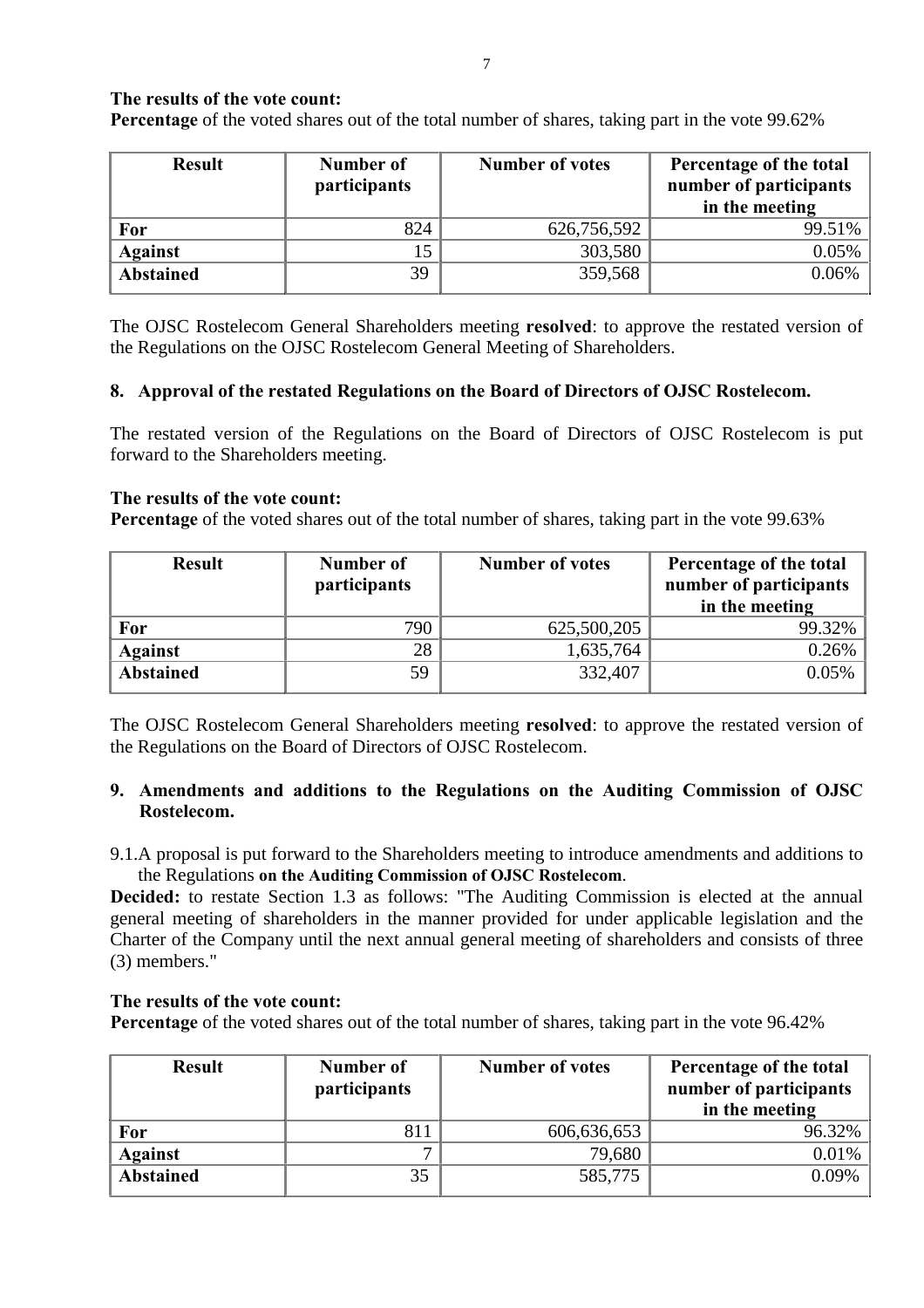**The results of the vote count:**
**Percentage** of the voted shares out of the total number of shares, taking part in the vote 99.62%

| Result | Number of participants | Number of votes | Percentage of the total number of participants in the meeting |
|---|---|---|---|
| **For** | 824 | 626,756,592 | 99.51% |
| **Against** | 15 | 303,580 | 0.05% |
| **Abstained** | 39 | 359,568 | 0.06% |

The OJSC Rostelecom General Shareholders meeting **resolved**: to approve the restated version of the Regulations on the OJSC Rostelecom General Meeting of Shareholders.

**8. Approval of the restated Regulations on the Board of Directors of OJSC Rostelecom.**

The restated version of the Regulations on the Board of Directors of OJSC Rostelecom is put forward to the Shareholders meeting.

**The results of the vote count:**
**Percentage** of the voted shares out of the total number of shares, taking part in the vote 99.63%

| Result | Number of participants | Number of votes | Percentage of the total number of participants in the meeting |
|---|---|---|---|
| **For** | 790 | 625,500,205 | 99.32% |
| **Against** | 28 | 1,635,764 | 0.26% |
| **Abstained** | 59 | 332,407 | 0.05% |

The OJSC Rostelecom General Shareholders meeting **resolved**: to approve the restated version of the Regulations on the Board of Directors of OJSC Rostelecom.

**9. Amendments and additions to the Regulations on the Auditing Commission of OJSC Rostelecom.**

9.1.A proposal is put forward to the Shareholders meeting to introduce amendments and additions to the Regulations **on the Auditing Commission of OJSC Rostelecom**.

**Decided:** to restate Section 1.3 as follows: "The Auditing Commission is elected at the annual general meeting of shareholders in the manner provided for under applicable legislation and the Charter of the Company until the next annual general meeting of shareholders and consists of three (3) members."

**The results of the vote count:**
**Percentage** of the voted shares out of the total number of shares, taking part in the vote 96.42%

| Result | Number of participants | Number of votes | Percentage of the total number of participants in the meeting |
|---|---|---|---|
| **For** | 811 | 606,636,653 | 96.32% |
| **Against** | 7 | 79,680 | 0.01% |
| **Abstained** | 35 | 585,775 | 0.09% |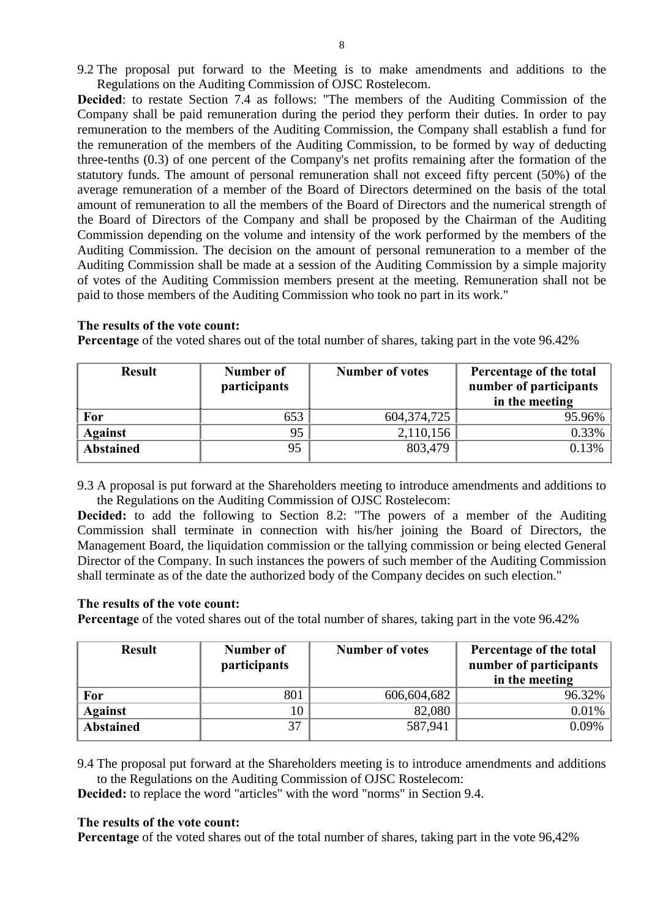9.2 The proposal put forward to the Meeting is to make amendments and additions to the Regulations on the Auditing Commission of OJSC Rostelecom.

**Decided**: to restate Section 7.4 as follows: "The members of the Auditing Commission of the Company shall be paid remuneration during the period they perform their duties. In order to pay remuneration to the members of the Auditing Commission, the Company shall establish a fund for the remuneration of the members of the Auditing Commission, to be formed by way of deducting three-tenths (0.3) of one percent of the Company's net profits remaining after the formation of the statutory funds. The amount of personal remuneration shall not exceed fifty percent (50%) of the average remuneration of a member of the Board of Directors determined on the basis of the total amount of remuneration to all the members of the Board of Directors and the numerical strength of the Board of Directors of the Company and shall be proposed by the Chairman of the Auditing Commission depending on the volume and intensity of the work performed by the members of the Auditing Commission. The decision on the amount of personal remuneration to a member of the Auditing Commission shall be made at a session of the Auditing Commission by a simple majority of votes of the Auditing Commission members present at the meeting. Remuneration shall not be paid to those members of the Auditing Commission who took no part in its work."

**The results of the vote count:**

**Percentage** of the voted shares out of the total number of shares, taking part in the vote 96.42%

| Result | Number of participants | Number of votes | Percentage of the total number of participants in the meeting |
|---|---|---|---|
| **For** | 653 | 604,374,725 | 95.96% |
| **Against** | 95 | 2,110,156 | 0.33% |
| **Abstained** | 95 | 803,479 | 0.13% |

9.3 A proposal is put forward at the Shareholders meeting to introduce amendments and additions to the Regulations on the Auditing Commission of OJSC Rostelecom:

**Decided:** to add the following to Section 8.2: "The powers of a member of the Auditing Commission shall terminate in connection with his/her joining the Board of Directors, the Management Board, the liquidation commission or the tallying commission or being elected General Director of the Company. In such instances the powers of such member of the Auditing Commission shall terminate as of the date the authorized body of the Company decides on such election."

**The results of the vote count:**

**Percentage** of the voted shares out of the total number of shares, taking part in the vote 96.42%

| Result | Number of participants | Number of votes | Percentage of the total number of participants in the meeting |
|---|---|---|---|
| **For** | 801 | 606,604,682 | 96.32% |
| **Against** | 10 | 82,080 | 0.01% |
| **Abstained** | 37 | 587,941 | 0.09% |

9.4 The proposal put forward at the Shareholders meeting is to introduce amendments and additions to the Regulations on the Auditing Commission of OJSC Rostelecom:

**Decided:** to replace the word "articles" with the word "norms" in Section 9.4.

**The results of the vote count:**

**Percentage** of the voted shares out of the total number of shares, taking part in the vote 96,42%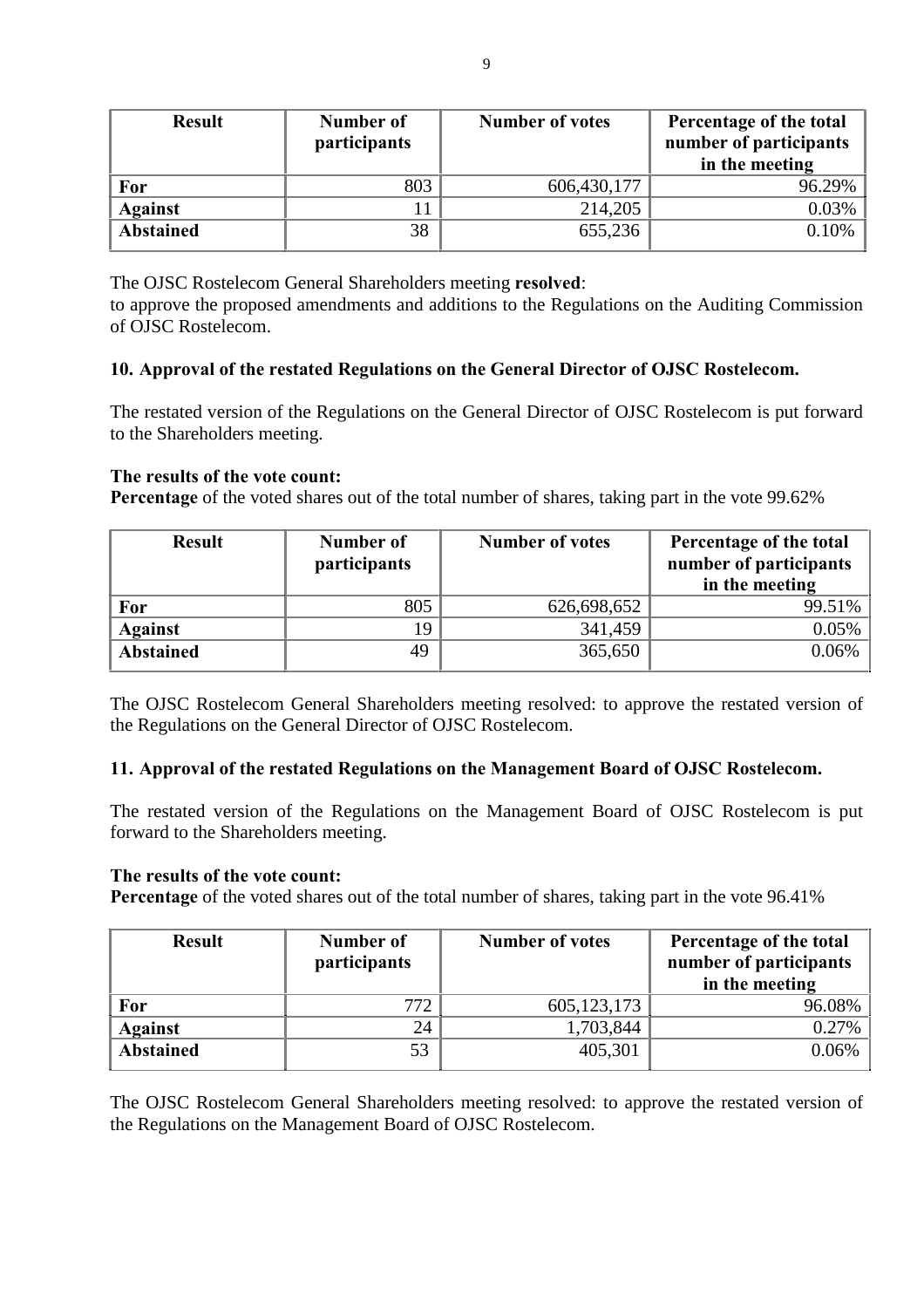| Result | Number of participants | Number of votes | Percentage of the total number of participants in the meeting |
|---|---|---|---|
| **For** | 803 | 606,430,177 | 96.29% |
| **Against** | 11 | 214,205 | 0.03% |
| **Abstained** | 38 | 655,236 | 0.10% |

The OJSC Rostelecom General Shareholders meeting **resolved**:
to approve the proposed amendments and additions to the Regulations on the Auditing Commission of OJSC Rostelecom.

**10. Approval of the restated Regulations on the General Director of OJSC Rostelecom.**

The restated version of the Regulations on the General Director of OJSC Rostelecom is put forward to the Shareholders meeting.

**The results of the vote count:**
**Percentage** of the voted shares out of the total number of shares, taking part in the vote 99.62%

| Result | Number of participants | Number of votes | Percentage of the total number of participants in the meeting |
|---|---|---|---|
| **For** | 805 | 626,698,652 | 99.51% |
| **Against** | 19 | 341,459 | 0.05% |
| **Abstained** | 49 | 365,650 | 0.06% |

The OJSC Rostelecom General Shareholders meeting resolved: to approve the restated version of the Regulations on the General Director of OJSC Rostelecom.

**11. Approval of the restated Regulations on the Management Board of OJSC Rostelecom.**

The restated version of the Regulations on the Management Board of OJSC Rostelecom is put forward to the Shareholders meeting.

**The results of the vote count:**
**Percentage** of the voted shares out of the total number of shares, taking part in the vote 96.41%

| Result | Number of participants | Number of votes | Percentage of the total number of participants in the meeting |
|---|---|---|---|
| **For** | 772 | 605,123,173 | 96.08% |
| **Against** | 24 | 1,703,844 | 0.27% |
| **Abstained** | 53 | 405,301 | 0.06% |

The OJSC Rostelecom General Shareholders meeting resolved: to approve the restated version of the Regulations on the Management Board of OJSC Rostelecom.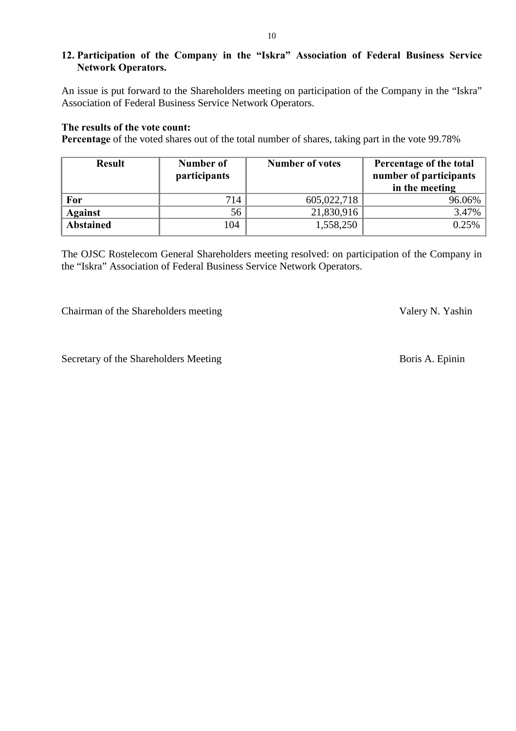## 12. Participation of the Company in the "Iskra" Association of Federal Business Service Network Operators.

An issue is put forward to the Shareholders meeting on participation of the Company in the "Iskra" Association of Federal Business Service Network Operators.

**The results of the vote count:**
**Percentage** of the voted shares out of the total number of shares, taking part in the vote 99.78%

| Result | Number of participants | Number of votes | Percentage of the total number of participants in the meeting |
|---|---|---|---|
| **For** | 714 | 605,022,718 | 96.06% |
| **Against** | 56 | 21,830,916 | 3.47% |
| **Abstained** | 104 | 1,558,250 | 0.25% |

The OJSC Rostelecom General Shareholders meeting resolved: on participation of the Company in the "Iskra" Association of Federal Business Service Network Operators.

Chairman of the Shareholders meeting Valery N. Yashin

Secretary of the Shareholders Meeting Boris A. Epinin